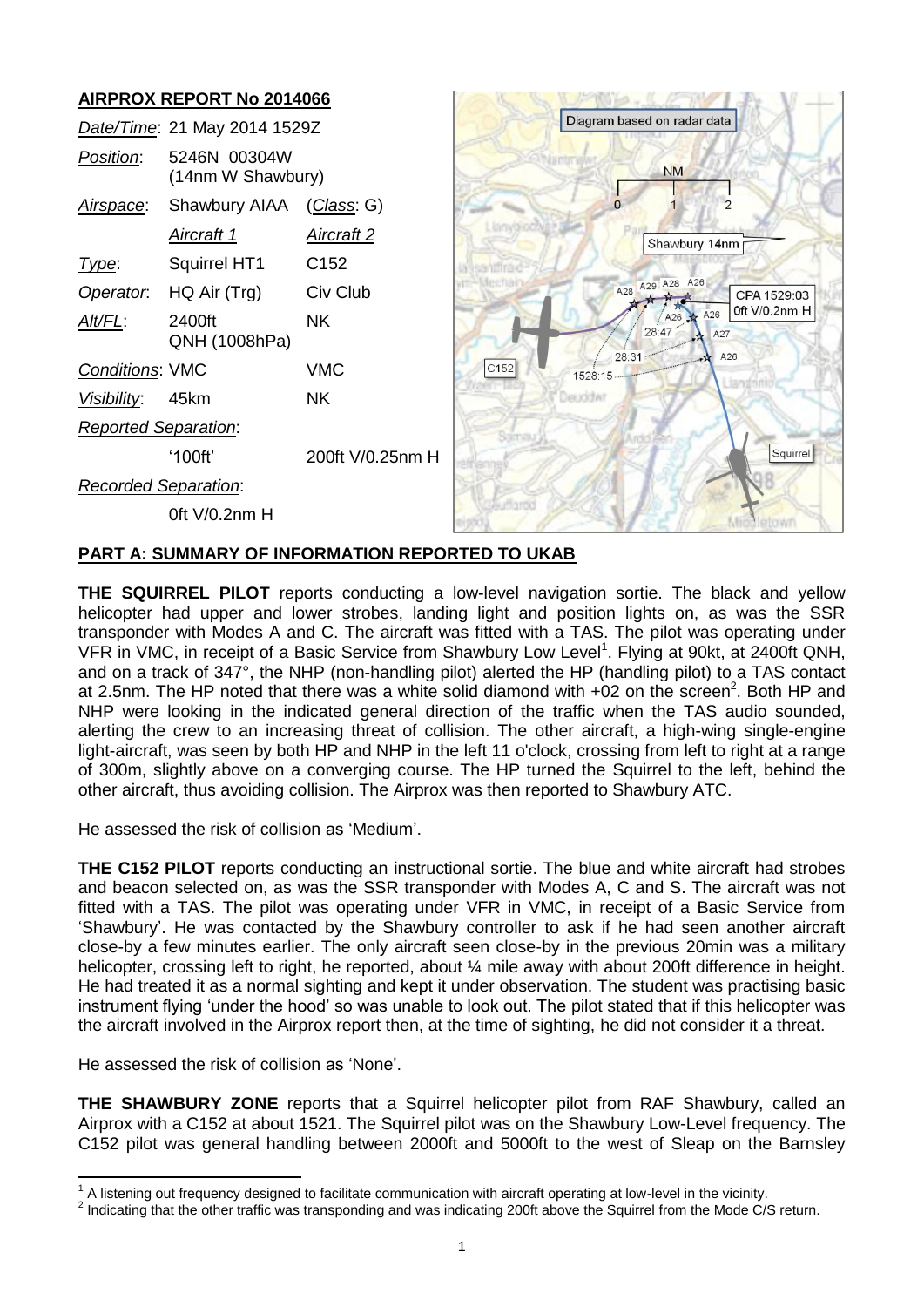## AIRPROX REPORT No 2014066

| | | |
|---|---|---|
| *Date/Time*: | 21 May 2014 1529Z | |
| *Position*: | 5246N 00304W (14nm W Shawbury) | |
| *Airspace*: | Shawbury AIAA | (*Class*: G) |
| | *Aircraft 1* | *Aircraft 2* |
| *Type*: | Squirrel HT1 | C152 |
| *Operator*: | HQ Air (Trg) | Civ Club |
| *Alt/FL*: | 2400ft QNH (1008hPa) | NK |
| *Conditions*: | VMC | VMC |
| *Visibility*: | 45km | NK |
| *Reported Separation*: | | |
| | '100ft' | 200ft V/0.25nm H |
| *Recorded Separation*: | | |
| | 0ft V/0.2nm H | |

## PART A: SUMMARY OF INFORMATION REPORTED TO UKAB

**THE SQUIRREL PILOT** reports conducting a low-level navigation sortie. The black and yellow helicopter had upper and lower strobes, landing light and position lights on, as was the SSR transponder with Modes A and C. The aircraft was fitted with a TAS. The pilot was operating under VFR in VMC, in receipt of a Basic Service from Shawbury Low Level[1]. Flying at 90kt, at 2400ft QNH, and on a track of 347°, the NHP (non-handling pilot) alerted the HP (handling pilot) to a TAS contact at 2.5nm. The HP noted that there was a white solid diamond with +02 on the screen[2]. Both HP and NHP were looking in the indicated general direction of the traffic when the TAS audio sounded, alerting the crew to an increasing threat of collision. The other aircraft, a high-wing single-engine light-aircraft, was seen by both HP and NHP in the left 11 o'clock, crossing from left to right at a range of 300m, slightly above on a converging course. The HP turned the Squirrel to the left, behind the other aircraft, thus avoiding collision. The Airprox was then reported to Shawbury ATC.

He assessed the risk of collision as 'Medium'.

**THE C152 PILOT** reports conducting an instructional sortie. The blue and white aircraft had strobes and beacon selected on, as was the SSR transponder with Modes A, C and S. The aircraft was not fitted with a TAS. The pilot was operating under VFR in VMC, in receipt of a Basic Service from 'Shawbury'. He was contacted by the Shawbury controller to ask if he had seen another aircraft close-by a few minutes earlier. The only aircraft seen close-by in the previous 20min was a military helicopter, crossing left to right, he reported, about ¼ mile away with about 200ft difference in height. He had treated it as a normal sighting and kept it under observation. The student was practising basic instrument flying 'under the hood' so was unable to look out. The pilot stated that if this helicopter was the aircraft involved in the Airprox report then, at the time of sighting, he did not consider it a threat.

He assessed the risk of collision as 'None'.

**THE SHAWBURY ZONE** reports that a Squirrel helicopter pilot from RAF Shawbury, called an Airprox with a C152 at about 1521. The Squirrel pilot was on the Shawbury Low-Level frequency. The C152 pilot was general handling between 2000ft and 5000ft to the west of Sleap on the Barnsley

---

[1] A listening out frequency designed to facilitate communication with aircraft operating at low-level in the vicinity.

[2] Indicating that the other traffic was transponding and was indicating 200ft above the Squirrel from the Mode C/S return.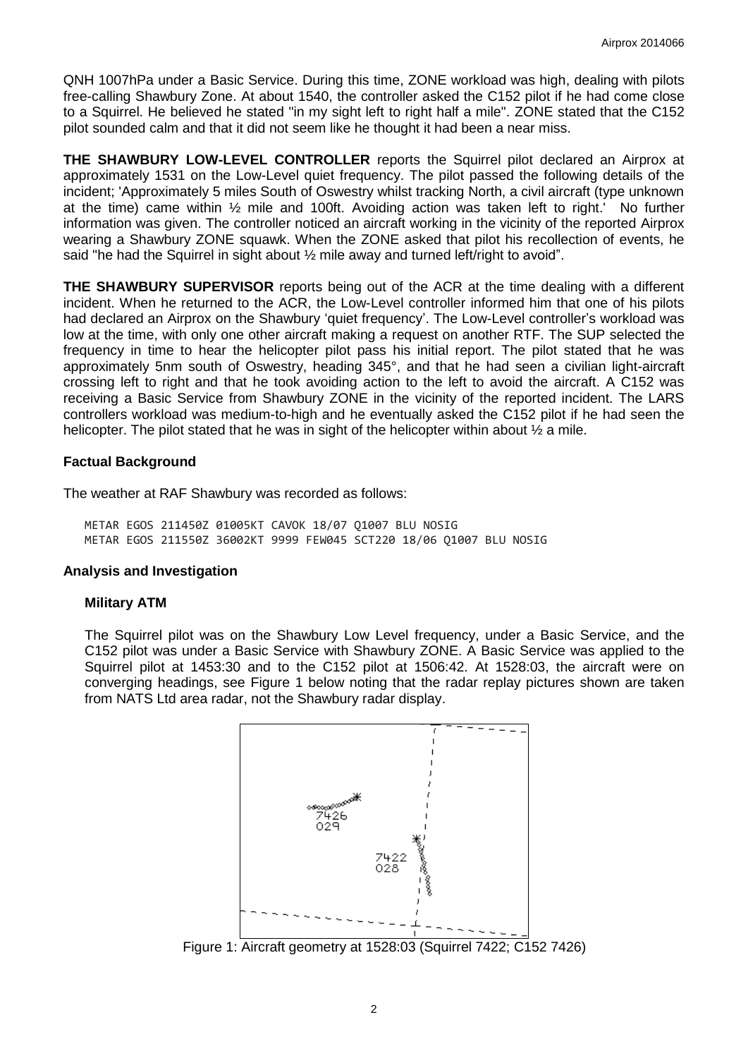QNH 1007hPa under a Basic Service. During this time, ZONE workload was high, dealing with pilots free-calling Shawbury Zone. At about 1540, the controller asked the C152 pilot if he had come close to a Squirrel. He believed he stated "in my sight left to right half a mile". ZONE stated that the C152 pilot sounded calm and that it did not seem like he thought it had been a near miss.

**THE SHAWBURY LOW-LEVEL CONTROLLER** reports the Squirrel pilot declared an Airprox at approximately 1531 on the Low-Level quiet frequency. The pilot passed the following details of the incident; 'Approximately 5 miles South of Oswestry whilst tracking North, a civil aircraft (type unknown at the time) came within ½ mile and 100ft. Avoiding action was taken left to right.' No further information was given. The controller noticed an aircraft working in the vicinity of the reported Airprox wearing a Shawbury ZONE squawk. When the ZONE asked that pilot his recollection of events, he said "he had the Squirrel in sight about ½ mile away and turned left/right to avoid".

**THE SHAWBURY SUPERVISOR** reports being out of the ACR at the time dealing with a different incident. When he returned to the ACR, the Low-Level controller informed him that one of his pilots had declared an Airprox on the Shawbury 'quiet frequency'. The Low-Level controller's workload was low at the time, with only one other aircraft making a request on another RTF. The SUP selected the frequency in time to hear the helicopter pilot pass his initial report. The pilot stated that he was approximately 5nm south of Oswestry, heading 345°, and that he had seen a civilian light-aircraft crossing left to right and that he took avoiding action to the left to avoid the aircraft. A C152 was receiving a Basic Service from Shawbury ZONE in the vicinity of the reported incident. The LARS controllers workload was medium-to-high and he eventually asked the C152 pilot if he had seen the helicopter. The pilot stated that he was in sight of the helicopter within about ½ a mile.

### Factual Background

The weather at RAF Shawbury was recorded as follows:

```
METAR EGOS 211450Z 01005KT CAVOK 18/07 Q1007 BLU NOSIG
METAR EGOS 211550Z 36002KT 9999 FEW045 SCT220 18/06 Q1007 BLU NOSIG
```

### Analysis and Investigation

#### Military ATM

The Squirrel pilot was on the Shawbury Low Level frequency, under a Basic Service, and the C152 pilot was under a Basic Service with Shawbury ZONE. A Basic Service was applied to the Squirrel pilot at 1453:30 and to the C152 pilot at 1506:42. At 1528:03, the aircraft were on converging headings, see Figure 1 below noting that the radar replay pictures shown are taken from NATS Ltd area radar, not the Shawbury radar display.

Figure 1: Aircraft geometry at 1528:03 (Squirrel 7422; C152 7426)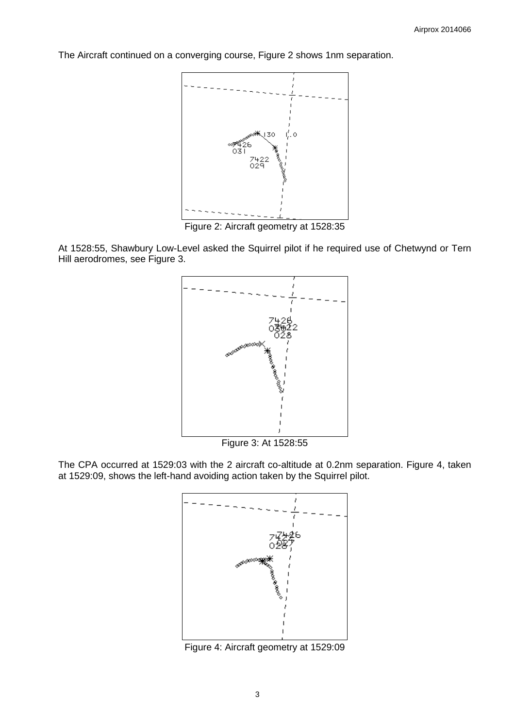The Aircraft continued on a converging course, Figure 2 shows 1nm separation.

Figure 2: Aircraft geometry at 1528:35

At 1528:55, Shawbury Low-Level asked the Squirrel pilot if he required use of Chetwynd or Tern Hill aerodromes, see Figure 3.

Figure 3: At 1528:55

The CPA occurred at 1529:03 with the 2 aircraft co-altitude at 0.2nm separation. Figure 4, taken at 1529:09, shows the left-hand avoiding action taken by the Squirrel pilot.

Figure 4: Aircraft geometry at 1529:09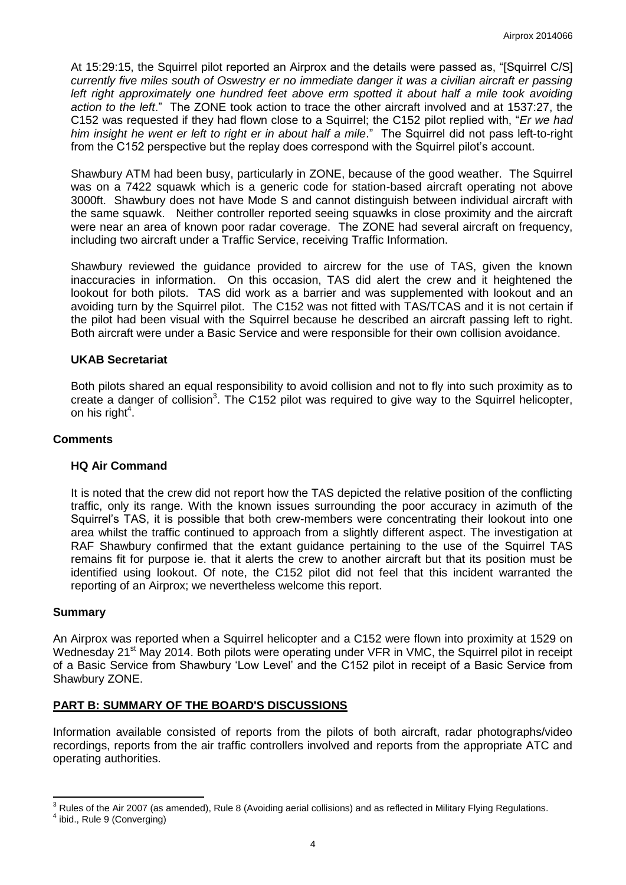At 15:29:15, the Squirrel pilot reported an Airprox and the details were passed as, "[Squirrel C/S] *currently five miles south of Oswestry er no immediate danger it was a civilian aircraft er passing left right approximately one hundred feet above erm spotted it about half a mile took avoiding action to the left*." The ZONE took action to trace the other aircraft involved and at 1537:27, the C152 was requested if they had flown close to a Squirrel; the C152 pilot replied with, "*Er we had him insight he went er left to right er in about half a mile*." The Squirrel did not pass left-to-right from the C152 perspective but the replay does correspond with the Squirrel pilot's account.

Shawbury ATM had been busy, particularly in ZONE, because of the good weather. The Squirrel was on a 7422 squawk which is a generic code for station-based aircraft operating not above 3000ft. Shawbury does not have Mode S and cannot distinguish between individual aircraft with the same squawk. Neither controller reported seeing squawks in close proximity and the aircraft were near an area of known poor radar coverage. The ZONE had several aircraft on frequency, including two aircraft under a Traffic Service, receiving Traffic Information.

Shawbury reviewed the guidance provided to aircrew for the use of TAS, given the known inaccuracies in information. On this occasion, TAS did alert the crew and it heightened the lookout for both pilots. TAS did work as a barrier and was supplemented with lookout and an avoiding turn by the Squirrel pilot. The C152 was not fitted with TAS/TCAS and it is not certain if the pilot had been visual with the Squirrel because he described an aircraft passing left to right. Both aircraft were under a Basic Service and were responsible for their own collision avoidance.

### UKAB Secretariat

Both pilots shared an equal responsibility to avoid collision and not to fly into such proximity as to create a danger of collision[3]. The C152 pilot was required to give way to the Squirrel helicopter, on his right[4].

## Comments

### HQ Air Command

It is noted that the crew did not report how the TAS depicted the relative position of the conflicting traffic, only its range. With the known issues surrounding the poor accuracy in azimuth of the Squirrel's TAS, it is possible that both crew-members were concentrating their lookout into one area whilst the traffic continued to approach from a slightly different aspect. The investigation at RAF Shawbury confirmed that the extant guidance pertaining to the use of the Squirrel TAS remains fit for purpose ie. that it alerts the crew to another aircraft but that its position must be identified using lookout. Of note, the C152 pilot did not feel that this incident warranted the reporting of an Airprox; we nevertheless welcome this report.

## Summary

An Airprox was reported when a Squirrel helicopter and a C152 were flown into proximity at 1529 on Wednesday 21st May 2014. Both pilots were operating under VFR in VMC, the Squirrel pilot in receipt of a Basic Service from Shawbury 'Low Level' and the C152 pilot in receipt of a Basic Service from Shawbury ZONE.

## PART B: SUMMARY OF THE BOARD'S DISCUSSIONS

Information available consisted of reports from the pilots of both aircraft, radar photographs/video recordings, reports from the air traffic controllers involved and reports from the appropriate ATC and operating authorities.

---

[3] Rules of the Air 2007 (as amended), Rule 8 (Avoiding aerial collisions) and as reflected in Military Flying Regulations.

[4] ibid., Rule 9 (Converging)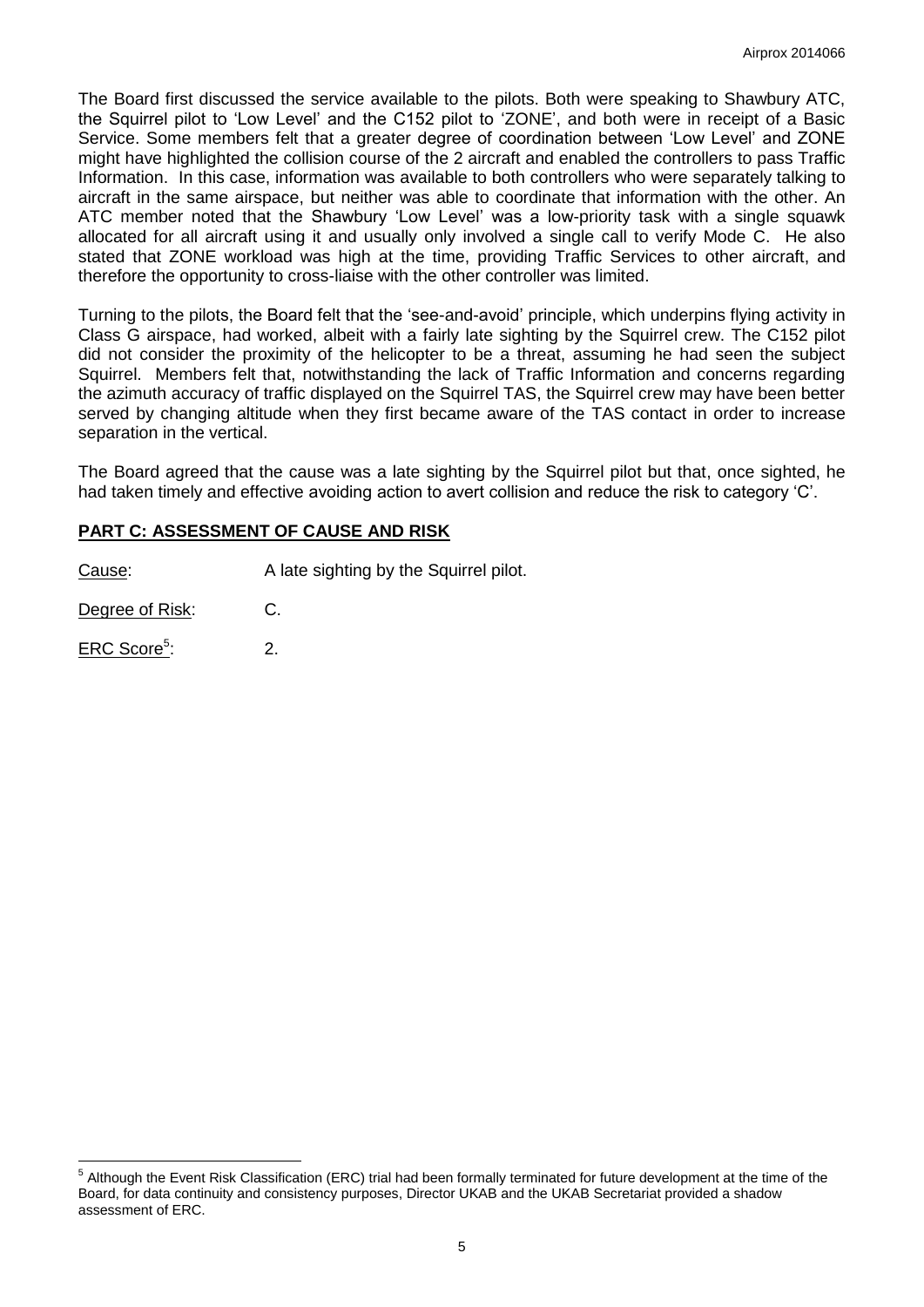The Board first discussed the service available to the pilots. Both were speaking to Shawbury ATC, the Squirrel pilot to 'Low Level' and the C152 pilot to 'ZONE', and both were in receipt of a Basic Service. Some members felt that a greater degree of coordination between 'Low Level' and ZONE might have highlighted the collision course of the 2 aircraft and enabled the controllers to pass Traffic Information. In this case, information was available to both controllers who were separately talking to aircraft in the same airspace, but neither was able to coordinate that information with the other. An ATC member noted that the Shawbury 'Low Level' was a low-priority task with a single squawk allocated for all aircraft using it and usually only involved a single call to verify Mode C. He also stated that ZONE workload was high at the time, providing Traffic Services to other aircraft, and therefore the opportunity to cross-liaise with the other controller was limited.

Turning to the pilots, the Board felt that the 'see-and-avoid' principle, which underpins flying activity in Class G airspace, had worked, albeit with a fairly late sighting by the Squirrel crew. The C152 pilot did not consider the proximity of the helicopter to be a threat, assuming he had seen the subject Squirrel. Members felt that, notwithstanding the lack of Traffic Information and concerns regarding the azimuth accuracy of traffic displayed on the Squirrel TAS, the Squirrel crew may have been better served by changing altitude when they first became aware of the TAS contact in order to increase separation in the vertical.

The Board agreed that the cause was a late sighting by the Squirrel pilot but that, once sighted, he had taken timely and effective avoiding action to avert collision and reduce the risk to category 'C'.

## PART C: ASSESSMENT OF CAUSE AND RISK

Cause: A late sighting by the Squirrel pilot.

Degree of Risk: C.

ERC Score[5]: 2.

[5] Although the Event Risk Classification (ERC) trial had been formally terminated for future development at the time of the Board, for data continuity and consistency purposes, Director UKAB and the UKAB Secretariat provided a shadow assessment of ERC.